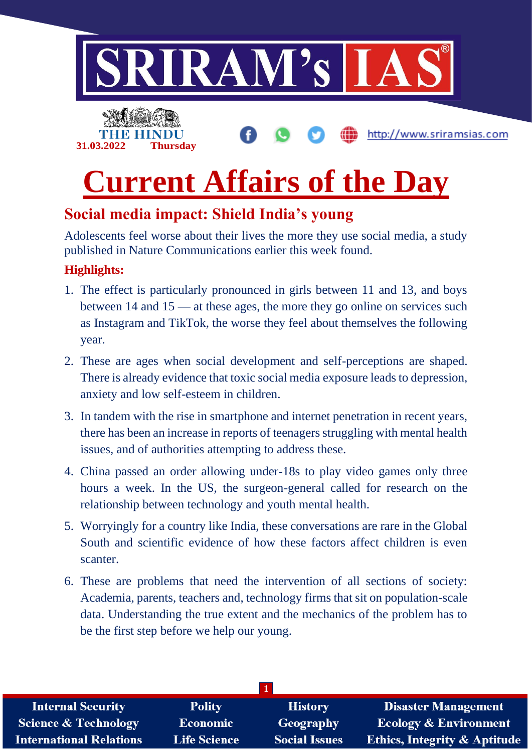THE HINDU
31.03.2022 Thursday

http://www.sriramsias.com

# Current Affairs of the Day

## Social media impact: Shield India's young

Adolescents feel worse about their lives the more they use social media, a study published in Nature Communications earlier this week found.

**Highlights:**

1. The effect is particularly pronounced in girls between 11 and 13, and boys between 14 and 15 — at these ages, the more they go online on services such as Instagram and TikTok, the worse they feel about themselves the following year.
2. These are ages when social development and self-perceptions are shaped. There is already evidence that toxic social media exposure leads to depression, anxiety and low self-esteem in children.
3. In tandem with the rise in smartphone and internet penetration in recent years, there has been an increase in reports of teenagers struggling with mental health issues, and of authorities attempting to address these.
4. China passed an order allowing under-18s to play video games only three hours a week. In the US, the surgeon-general called for research on the relationship between technology and youth mental health.
5. Worryingly for a country like India, these conversations are rare in the Global South and scientific evidence of how these factors affect children is even scanter.
6. These are problems that need the intervention of all sections of society: Academia, parents, teachers and, technology firms that sit on population-scale data. Understanding the true extent and the mechanics of the problem has to be the first step before we help our young.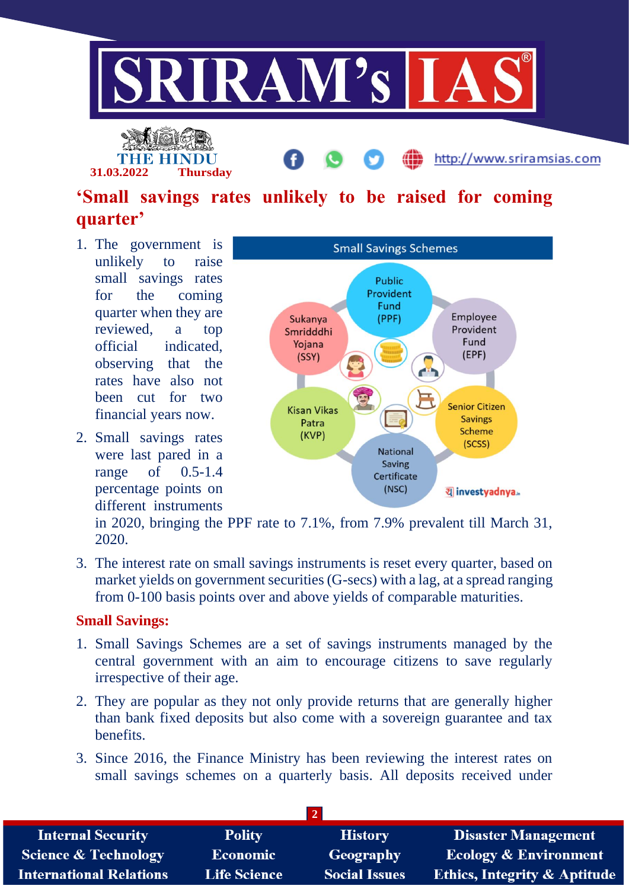## 'Small savings rates unlikely to be raised for coming quarter'

1. The government is unlikely to raise small savings rates for the coming quarter when they are reviewed, a top official indicated, observing that the rates have also not been cut for two financial years now.
2. Small savings rates were last pared in a range of 0.5-1.4 percentage points on different instruments in 2020, bringing the PPF rate to 7.1%, from 7.9% prevalent till March 31, 2020.
3. The interest rate on small savings instruments is reset every quarter, based on market yields on government securities (G-secs) with a lag, at a spread ranging from 0-100 basis points over and above yields of comparable maturities.

**Small Savings:**

1. Small Savings Schemes are a set of savings instruments managed by the central government with an aim to encourage citizens to save regularly irrespective of their age.
2. They are popular as they not only provide returns that are generally higher than bank fixed deposits but also come with a sovereign guarantee and tax benefits.
3. Since 2016, the Finance Ministry has been reviewing the interest rates on small savings schemes on a quarterly basis. All deposits received under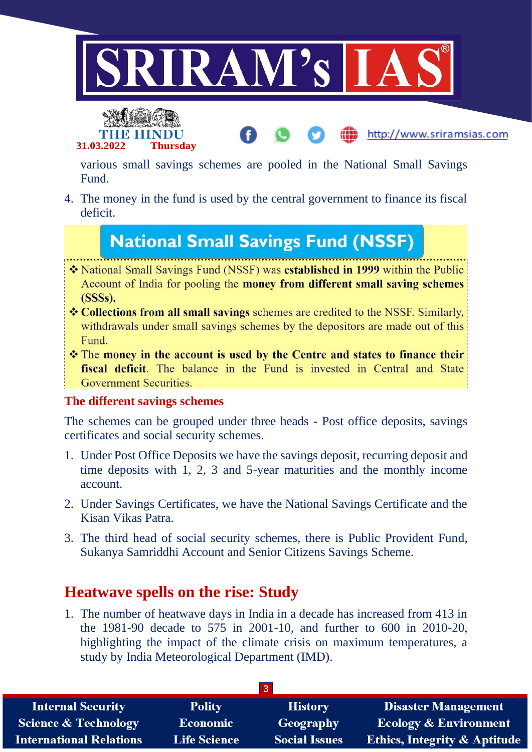various small savings schemes are pooled in the National Small Savings Fund.

4. The money in the fund is used by the central government to finance its fiscal deficit.

## National Small Savings Fund (NSSF)

- National Small Savings Fund (NSSF) was **established in 1999** within the Public Account of India for pooling the **money from different small saving schemes (SSSs).**
- **Collections from all small savings** schemes are credited to the NSSF. Similarly, withdrawals under small savings schemes by the depositors are made out of this Fund.
- The **money in the account is used by the Centre and states to finance their fiscal deficit**. The balance in the Fund is invested in Central and State Government Securities.

### The different savings schemes

The schemes can be grouped under three heads - Post office deposits, savings certificates and social security schemes.

1. Under Post Office Deposits we have the savings deposit, recurring deposit and time deposits with 1, 2, 3 and 5-year maturities and the monthly income account.
2. Under Savings Certificates, we have the National Savings Certificate and the Kisan Vikas Patra.
3. The third head of social security schemes, there is Public Provident Fund, Sukanya Samriddhi Account and Senior Citizens Savings Scheme.

## Heatwave spells on the rise: Study

1. The number of heatwave days in India in a decade has increased from 413 in the 1981-90 decade to 575 in 2001-10, and further to 600 in 2010-20, highlighting the impact of the climate crisis on maximum temperatures, a study by India Meteorological Department (IMD).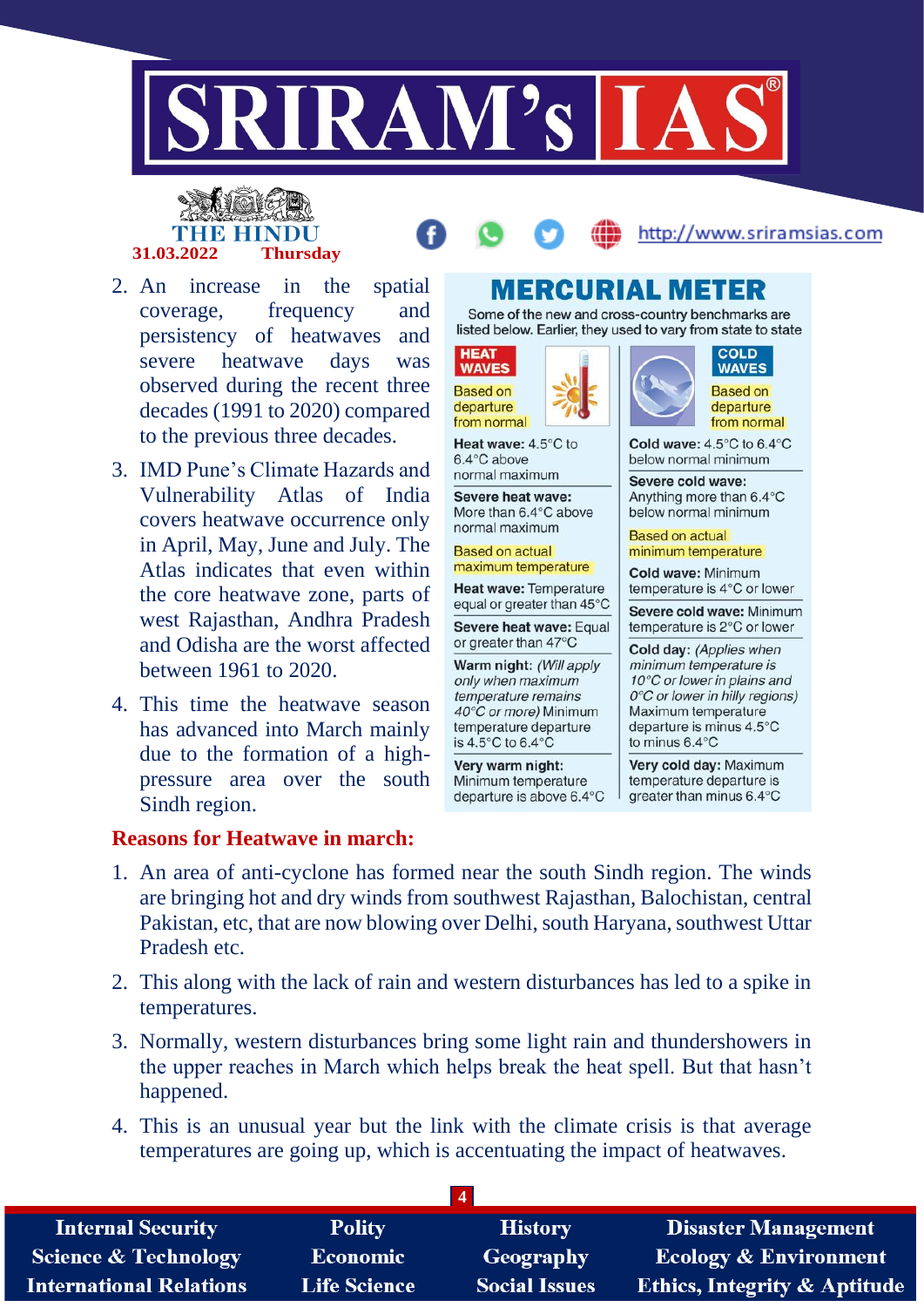2. An increase in the spatial coverage, frequency and persistency of heatwaves and severe heatwave days was observed during the recent three decades (1991 to 2020) compared to the previous three decades.
3. IMD Pune's Climate Hazards and Vulnerability Atlas of India covers heatwave occurrence only in April, May, June and July. The Atlas indicates that even within the core heatwave zone, parts of west Rajasthan, Andhra Pradesh and Odisha are the worst affected between 1961 to 2020.
4. This time the heatwave season has advanced into March mainly due to the formation of a high-pressure area over the south Sindh region.

## MERCURIAL METER

Some of the new and cross-country benchmarks are listed below. Earlier, they used to vary from state to state

**HEAT WAVES**

*Based on departure from normal*

- **Heat wave:** 4.5°C to 6.4°C above normal maximum
- **Severe heat wave:** More than 6.4°C above normal maximum

*Based on actual maximum temperature*

- **Heat wave:** Temperature equal or greater than 45°C
- **Severe heat wave:** Equal or greater than 47°C
- **Warm night:** *(Will apply only when maximum temperature remains 40°C or more)* Minimum temperature departure is 4.5°C to 6.4°C
- **Very warm night:** Minimum temperature departure is above 6.4°C

**COLD WAVES**

*Based on departure from normal*

- **Cold wave:** 4.5°C to 6.4°C below normal minimum
- **Severe cold wave:** Anything more than 6.4°C below normal minimum

*Based on actual minimum temperature*

- **Cold wave:** Minimum temperature is 4°C or lower
- **Severe cold wave:** Minimum temperature is 2°C or lower
- **Cold day:** *(Applies when minimum temperature is 10°C or lower in plains and 0°C or lower in hilly regions)* Maximum temperature departure is minus 4.5°C to minus 6.4°C
- **Very cold day:** Maximum temperature departure is greater than minus 6.4°C

### Reasons for Heatwave in march:

1. An area of anti-cyclone has formed near the south Sindh region. The winds are bringing hot and dry winds from southwest Rajasthan, Balochistan, central Pakistan, etc, that are now blowing over Delhi, south Haryana, southwest Uttar Pradesh etc.
2. This along with the lack of rain and western disturbances has led to a spike in temperatures.
3. Normally, western disturbances bring some light rain and thundershowers in the upper reaches in March which helps break the heat spell. But that hasn't happened.
4. This is an unusual year but the link with the climate crisis is that average temperatures are going up, which is accentuating the impact of heatwaves.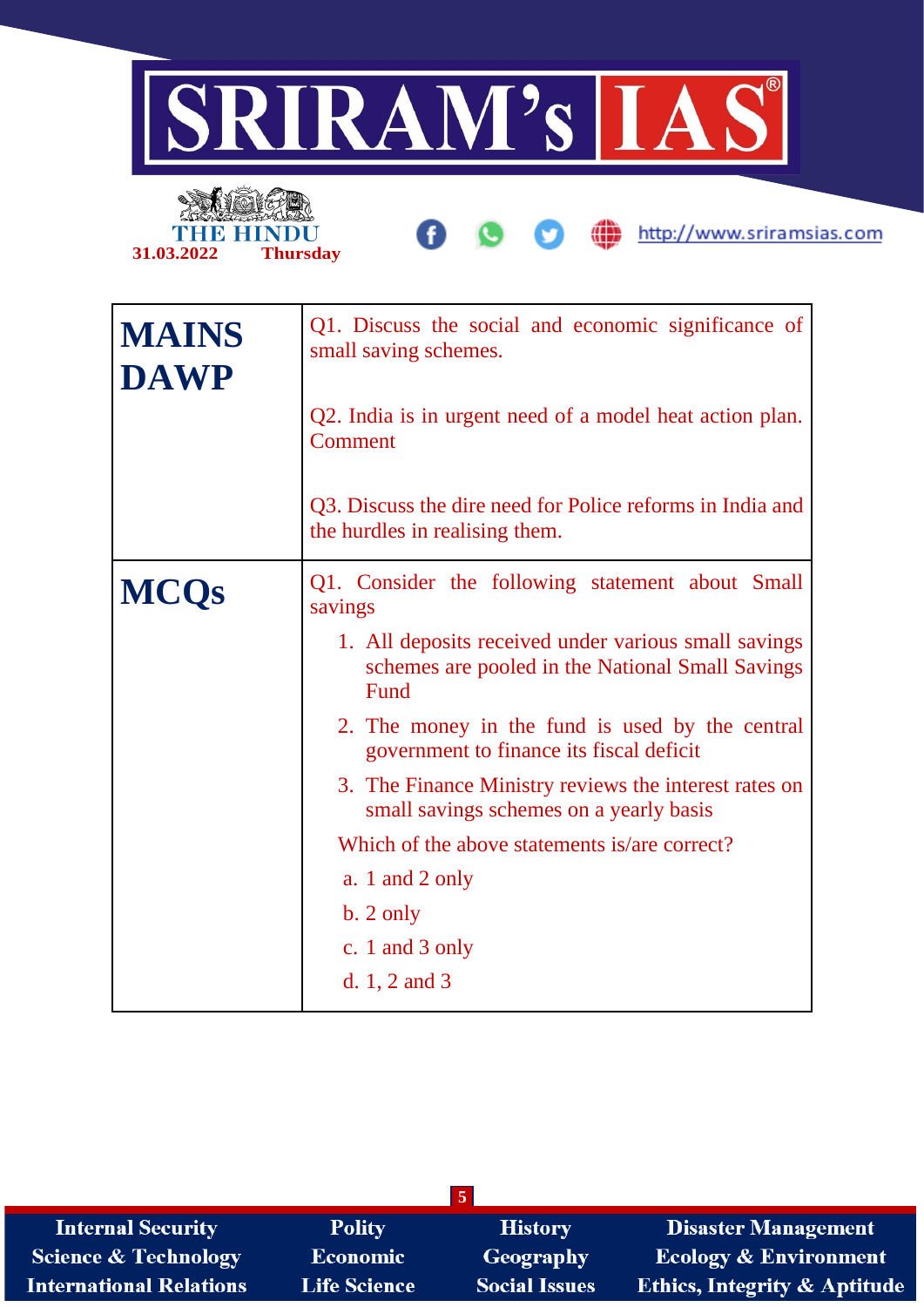| | |
|---|---|
| **MAINS DAWP** | Q1. Discuss the social and economic significance of small saving schemes.<br><br>Q2. India is in urgent need of a model heat action plan. Comment<br><br>Q3. Discuss the dire need for Police reforms in India and the hurdles in realising them. |
| **MCQs** | Q1. Consider the following statement about Small savings<br>1. All deposits received under various small savings schemes are pooled in the National Small Savings Fund<br>2. The money in the fund is used by the central government to finance its fiscal deficit<br>3. The Finance Ministry reviews the interest rates on small savings schemes on a yearly basis<br>Which of the above statements is/are correct?<br>a. 1 and 2 only<br>b. 2 only<br>c. 1 and 3 only<br>d. 1, 2 and 3 |